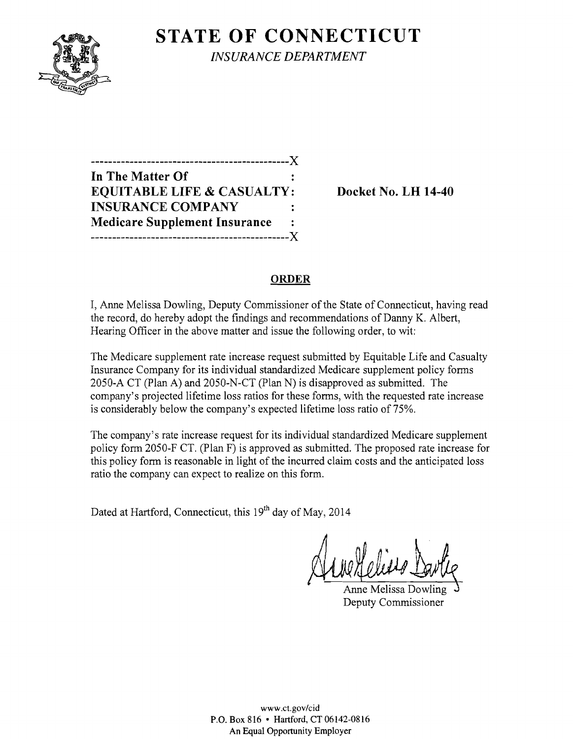# STATE OF CONNECTICUT

*INSURANCE DEPARTMENT*

```
---------------------------------------------X
In The Matter Of                             :
EQUITABLE LIFE & CASUALTY:
INSURANCE COMPANY                            :
Medicare Supplement Insurance                :
---------------------------------------------X
```

**Docket No. LH 14-40**

## ORDER

I, Anne Melissa Dowling, Deputy Commissioner of the State of Connecticut, having read the record, do hereby adopt the findings and recommendations of Danny K. Albert, Hearing Officer in the above matter and issue the following order, to wit:

The Medicare supplement rate increase request submitted by Equitable Life and Casualty Insurance Company for its individual standardized Medicare supplement policy forms 2050-A CT (Plan A) and 2050-N-CT (Plan N) is disapproved as submitted. The company's projected lifetime loss ratios for these forms, with the requested rate increase is considerably below the company's expected lifetime loss ratio of 75%.

The company's rate increase request for its individual standardized Medicare supplement policy form 2050-F CT. (Plan F) is approved as submitted. The proposed rate increase for this policy form is reasonable in light of the incurred claim costs and the anticipated loss ratio the company can expect to realize on this form.

Dated at Hartford, Connecticut, this 19th day of May, 2014

Anne Melissa Dowling
Deputy Commissioner

www.ct.gov/cid
P.O. Box 816 • Hartford, CT 06142-0816
An Equal Opportunity Employer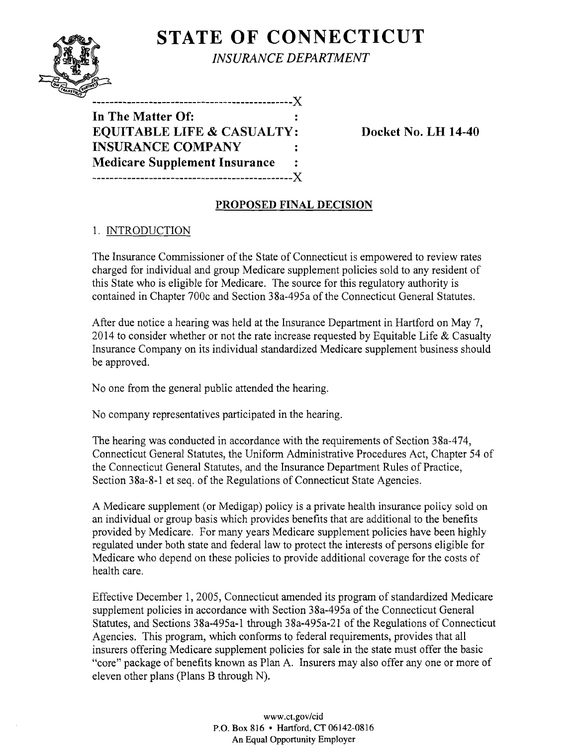# STATE OF CONNECTICUT

*INSURANCE DEPARTMENT*

```
----------------------------------------------X
In The Matter Of:                             :
EQUITABLE LIFE & CASUALTY:                    :
INSURANCE COMPANY                             :
Medicare Supplement Insurance                 :
----------------------------------------------X
```

**Docket No. LH 14-40**

## PROPOSED FINAL DECISION

### 1. INTRODUCTION

The Insurance Commissioner of the State of Connecticut is empowered to review rates charged for individual and group Medicare supplement policies sold to any resident of this State who is eligible for Medicare. The source for this regulatory authority is contained in Chapter 700c and Section 38a-495a of the Connecticut General Statutes.

After due notice a hearing was held at the Insurance Department in Hartford on May 7, 2014 to consider whether or not the rate increase requested by Equitable Life & Casualty Insurance Company on its individual standardized Medicare supplement business should be approved.

No one from the general public attended the hearing.

No company representatives participated in the hearing.

The hearing was conducted in accordance with the requirements of Section 38a-474, Connecticut General Statutes, the Uniform Administrative Procedures Act, Chapter 54 of the Connecticut General Statutes, and the Insurance Department Rules of Practice, Section 38a-8-1 et seq. of the Regulations of Connecticut State Agencies.

A Medicare supplement (or Medigap) policy is a private health insurance policy sold on an individual or group basis which provides benefits that are additional to the benefits provided by Medicare. For many years Medicare supplement policies have been highly regulated under both state and federal law to protect the interests of persons eligible for Medicare who depend on these policies to provide additional coverage for the costs of health care.

Effective December 1, 2005, Connecticut amended its program of standardized Medicare supplement policies in accordance with Section 38a-495a of the Connecticut General Statutes, and Sections 38a-495a-1 through 38a-495a-21 of the Regulations of Connecticut Agencies. This program, which conforms to federal requirements, provides that all insurers offering Medicare supplement policies for sale in the state must offer the basic "core" package of benefits known as Plan A. Insurers may also offer any one or more of eleven other plans (Plans B through N).

www.ct.gov/cid
P.O. Box 816 • Hartford, CT 06142-0816
An Equal Opportunity Employer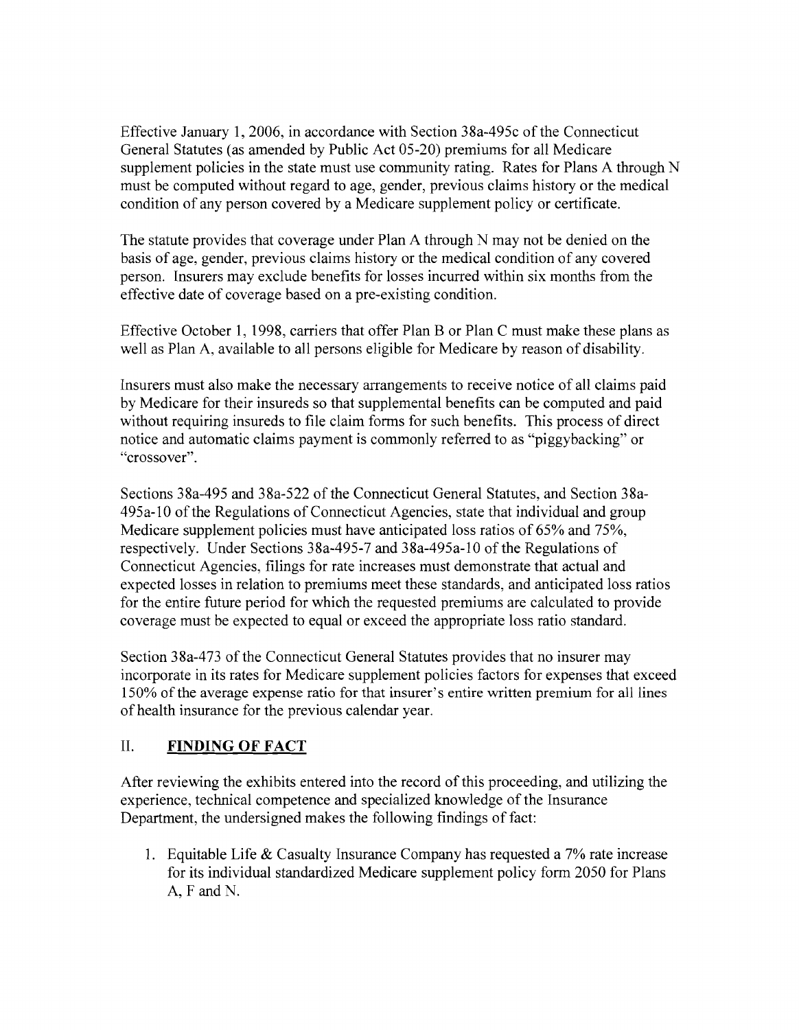Effective January 1, 2006, in accordance with Section 38a-495c of the Connecticut General Statutes (as amended by Public Act 05-20) premiums for all Medicare supplement policies in the state must use community rating. Rates for Plans A through N must be computed without regard to age, gender, previous claims history or the medical condition of any person covered by a Medicare supplement policy or certificate.

The statute provides that coverage under Plan A through N may not be denied on the basis of age, gender, previous claims history or the medical condition of any covered person. Insurers may exclude benefits for losses incurred within six months from the effective date of coverage based on a pre-existing condition.

Effective October 1, 1998, carriers that offer Plan B or Plan C must make these plans as well as Plan A, available to all persons eligible for Medicare by reason of disability.

Insurers must also make the necessary arrangements to receive notice of all claims paid by Medicare for their insureds so that supplemental benefits can be computed and paid without requiring insureds to file claim forms for such benefits. This process of direct notice and automatic claims payment is commonly referred to as "piggybacking" or "crossover".

Sections 38a-495 and 38a-522 of the Connecticut General Statutes, and Section 38a-495a-10 of the Regulations of Connecticut Agencies, state that individual and group Medicare supplement policies must have anticipated loss ratios of 65% and 75%, respectively. Under Sections 38a-495-7 and 38a-495a-10 of the Regulations of Connecticut Agencies, filings for rate increases must demonstrate that actual and expected losses in relation to premiums meet these standards, and anticipated loss ratios for the entire future period for which the requested premiums are calculated to provide coverage must be expected to equal or exceed the appropriate loss ratio standard.

Section 38a-473 of the Connecticut General Statutes provides that no insurer may incorporate in its rates for Medicare supplement policies factors for expenses that exceed 150% of the average expense ratio for that insurer's entire written premium for all lines of health insurance for the previous calendar year.

## II. **FINDING OF FACT**

After reviewing the exhibits entered into the record of this proceeding, and utilizing the experience, technical competence and specialized knowledge of the Insurance Department, the undersigned makes the following findings of fact:

1. Equitable Life & Casualty Insurance Company has requested a 7% rate increase for its individual standardized Medicare supplement policy form 2050 for Plans A, F and N.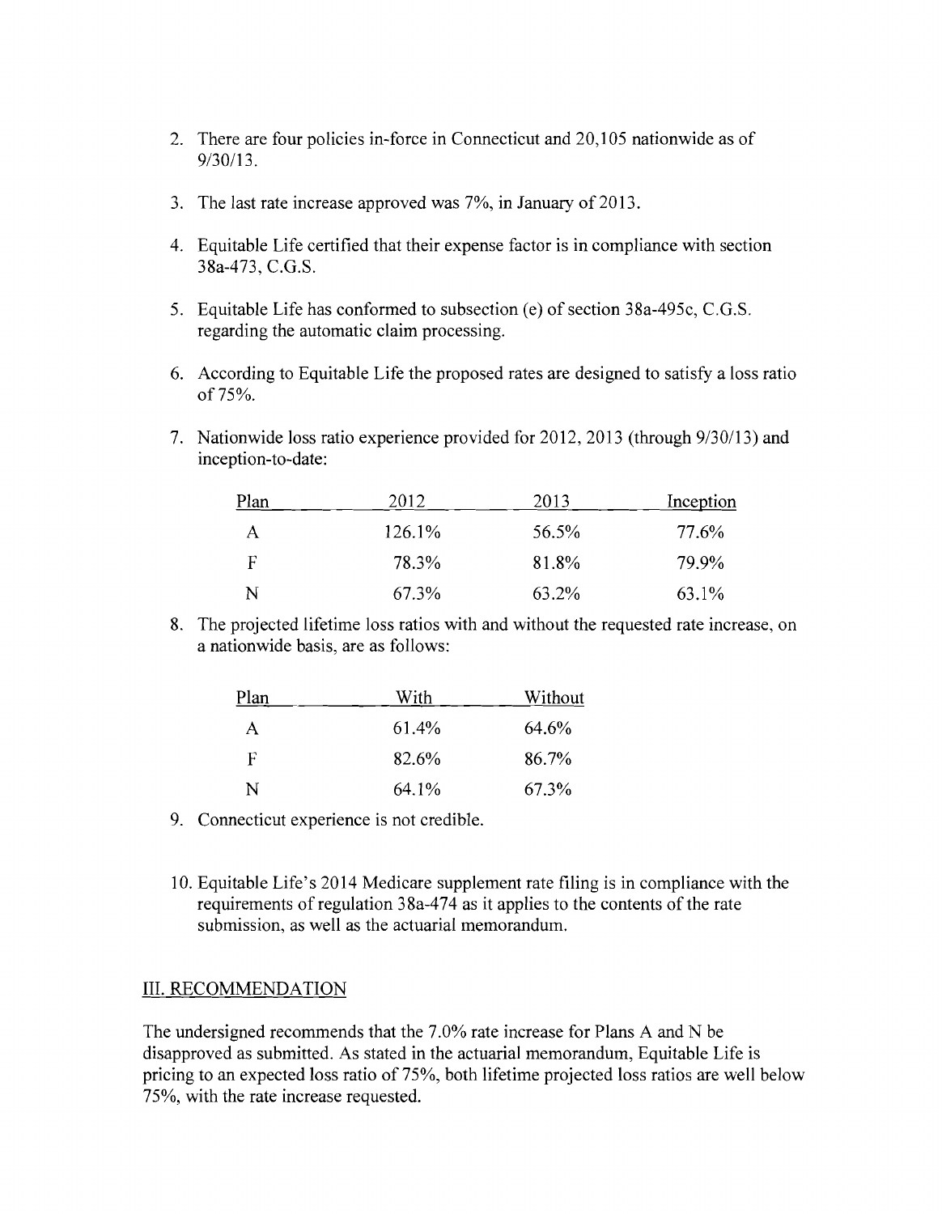2. There are four policies in-force in Connecticut and 20,105 nationwide as of 9/30/13.

3. The last rate increase approved was 7%, in January of 2013.

4. Equitable Life certified that their expense factor is in compliance with section 38a-473, C.G.S.

5. Equitable Life has conformed to subsection (e) of section 38a-495c, C.G.S. regarding the automatic claim processing.

6. According to Equitable Life the proposed rates are designed to satisfy a loss ratio of 75%.

7. Nationwide loss ratio experience provided for 2012, 2013 (through 9/30/13) and inception-to-date:

| Plan | 2012 | 2013 | Inception |
|---|---|---|---|
| A | 126.1% | 56.5% | 77.6% |
| F | 78.3% | 81.8% | 79.9% |
| N | 67.3% | 63.2% | 63.1% |

8. The projected lifetime loss ratios with and without the requested rate increase, on a nationwide basis, are as follows:

| Plan | With | Without |
|---|---|---|
| A | 61.4% | 64.6% |
| F | 82.6% | 86.7% |
| N | 64.1% | 67.3% |

9. Connecticut experience is not credible.

10. Equitable Life's 2014 Medicare supplement rate filing is in compliance with the requirements of regulation 38a-474 as it applies to the contents of the rate submission, as well as the actuarial memorandum.

## III. RECOMMENDATION

The undersigned recommends that the 7.0% rate increase for Plans A and N be disapproved as submitted. As stated in the actuarial memorandum, Equitable Life is pricing to an expected loss ratio of 75%, both lifetime projected loss ratios are well below 75%, with the rate increase requested.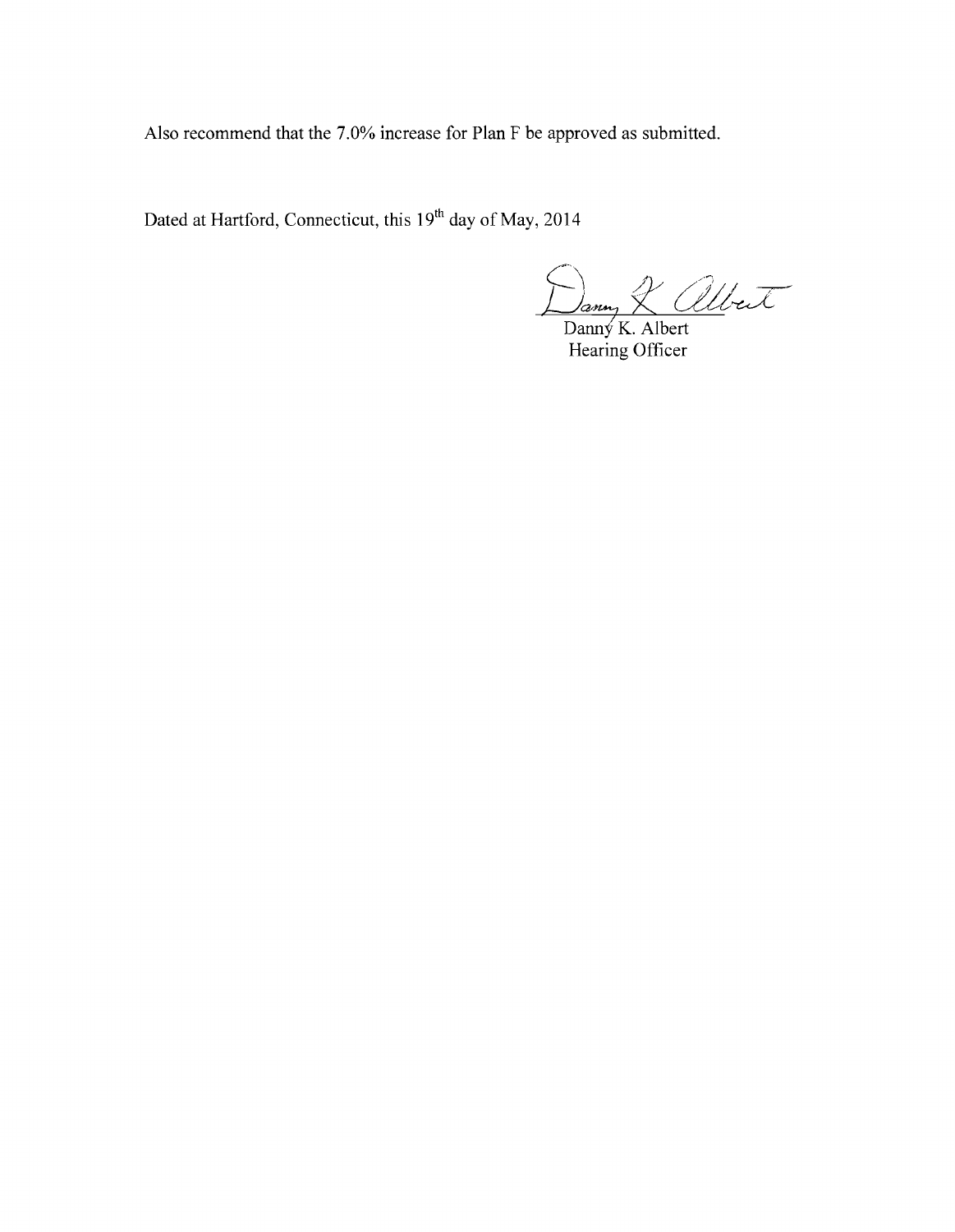Also recommend that the 7.0% increase for Plan F be approved as submitted.

Dated at Hartford, Connecticut, this 19th day of May, 2014

Danny K. Albert
Hearing Officer